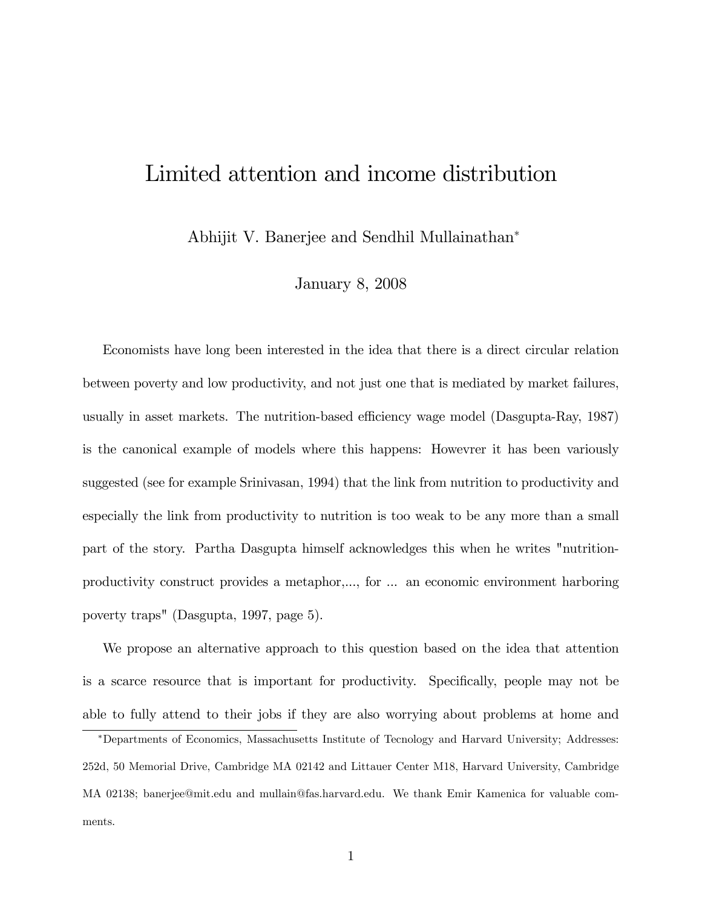# Limited attention and income distribution

Abhijit V. Banerjee and Sendhil Mullainathan[*]

January 8, 2008

Economists have long been interested in the idea that there is a direct circular relation between poverty and low productivity, and not just one that is mediated by market failures, usually in asset markets. The nutrition-based efficiency wage model (Dasgupta-Ray, 1987) is the canonical example of models where this happens: Howevrer it has been variously suggested (see for example Srinivasan, 1994) that the link from nutrition to productivity and especially the link from productivity to nutrition is too weak to be any more than a small part of the story. Partha Dasgupta himself acknowledges this when he writes "nutrition-productivity construct provides a metaphor,..., for ... an economic environment harboring poverty traps" (Dasgupta, 1997, page 5).

We propose an alternative approach to this question based on the idea that attention is a scarce resource that is important for productivity. Specifically, people may not be able to fully attend to their jobs if they are also worrying about problems at home and

[*]Departments of Economics, Massachusetts Institute of Tecnology and Harvard University; Addresses: 252d, 50 Memorial Drive, Cambridge MA 02142 and Littauer Center M18, Harvard University, Cambridge MA 02138; banerjee@mit.edu and mullain@fas.harvard.edu. We thank Emir Kamenica for valuable comments.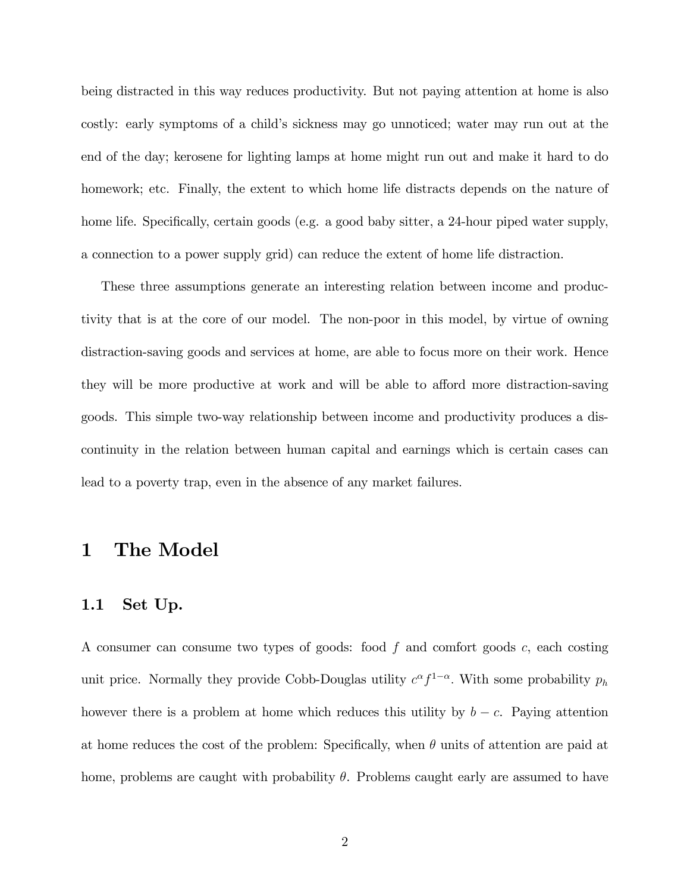being distracted in this way reduces productivity. But not paying attention at home is also costly: early symptoms of a child's sickness may go unnoticed; water may run out at the end of the day; kerosene for lighting lamps at home might run out and make it hard to do homework; etc. Finally, the extent to which home life distracts depends on the nature of home life. Specifically, certain goods (e.g. a good baby sitter, a 24-hour piped water supply, a connection to a power supply grid) can reduce the extent of home life distraction.

These three assumptions generate an interesting relation between income and productivity that is at the core of our model. The non-poor in this model, by virtue of owning distraction-saving goods and services at home, are able to focus more on their work. Hence they will be more productive at work and will be able to afford more distraction-saving goods. This simple two-way relationship between income and productivity produces a discontinuity in the relation between human capital and earnings which is certain cases can lead to a poverty trap, even in the absence of any market failures.

# 1 The Model

## 1.1 Set Up.

A consumer can consume two types of goods: food $f$ and comfort goods $c$, each costing unit price. Normally they provide Cobb-Douglas utility $c^{\alpha} f^{1-\alpha}$. With some probability $p_h$ however there is a problem at home which reduces this utility by $b - c$. Paying attention at home reduces the cost of the problem: Specifically, when $\theta$ units of attention are paid at home, problems are caught with probability $\theta$. Problems caught early are assumed to have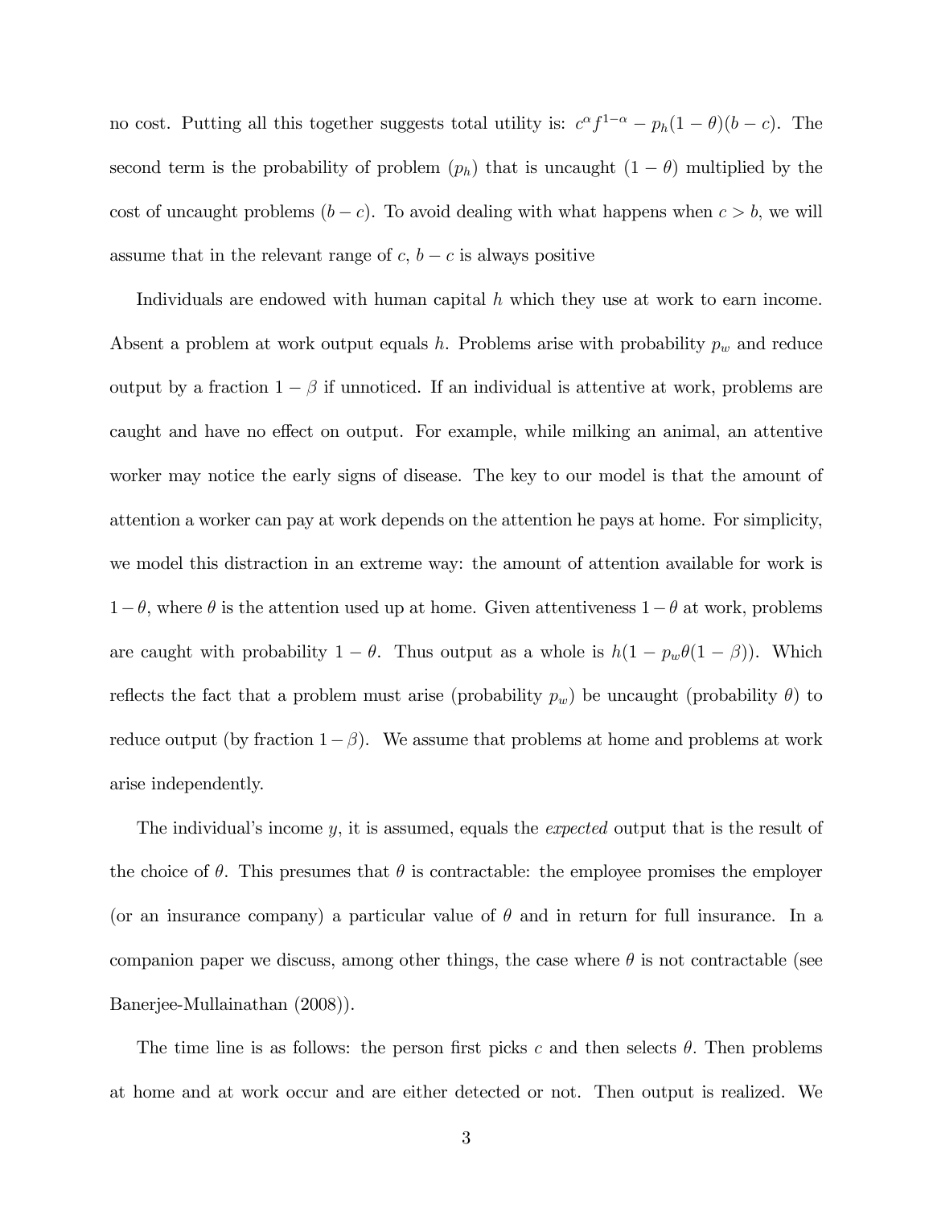no cost. Putting all this together suggests total utility is: $c^{\alpha} f^{1-\alpha} - p_h(1-\theta)(b-c)$. The second term is the probability of problem ($p_h$) that is uncaught ($1-\theta$) multiplied by the cost of uncaught problems ($b-c$). To avoid dealing with what happens when $c > b$, we will assume that in the relevant range of $c$, $b - c$ is always positive

Individuals are endowed with human capital $h$ which they use at work to earn income. Absent a problem at work output equals $h$. Problems arise with probability $p_w$ and reduce output by a fraction $1-\beta$ if unnoticed. If an individual is attentive at work, problems are caught and have no effect on output. For example, while milking an animal, an attentive worker may notice the early signs of disease. The key to our model is that the amount of attention a worker can pay at work depends on the attention he pays at home. For simplicity, we model this distraction in an extreme way: the amount of attention available for work is $1-\theta$, where $\theta$ is the attention used up at home. Given attentiveness $1-\theta$ at work, problems are caught with probability $1-\theta$. Thus output as a whole is $h(1 - p_w\theta(1-\beta))$. Which reflects the fact that a problem must arise (probability $p_w$) be uncaught (probability $\theta$) to reduce output (by fraction $1-\beta$). We assume that problems at home and problems at work arise independently.

The individual's income $y$, it is assumed, equals the *expected* output that is the result of the choice of $\theta$. This presumes that $\theta$ is contractable: the employee promises the employer (or an insurance company) a particular value of $\theta$ and in return for full insurance. In a companion paper we discuss, among other things, the case where $\theta$ is not contractable (see Banerjee-Mullainathan (2008)).

The time line is as follows: the person first picks $c$ and then selects $\theta$. Then problems at home and at work occur and are either detected or not. Then output is realized. We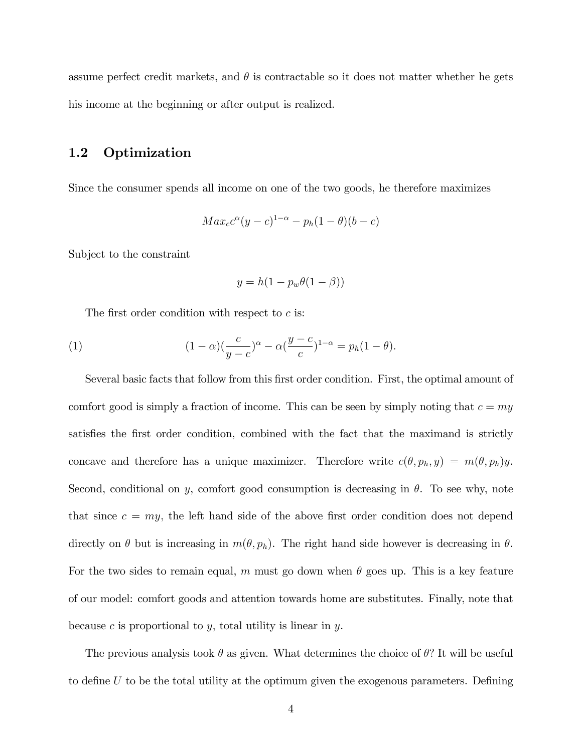assume perfect credit markets, and $\theta$ is contractable so it does not matter whether he gets his income at the beginning or after output is realized.

## 1.2 Optimization

Since the consumer spends all income on one of the two goods, he therefore maximizes

$$Max_c c^{\alpha}(y-c)^{1-\alpha} - p_h(1-\theta)(b-c)$$

Subject to the constraint

$$y = h(1 - p_w\theta(1-\beta))$$

The first order condition with respect to $c$ is:

$$(1-\alpha)(\frac{c}{y-c})^{\alpha} - \alpha(\frac{y-c}{c})^{1-\alpha} = p_h(1-\theta). \tag{1}$$

Several basic facts that follow from this first order condition. First, the optimal amount of comfort good is simply a fraction of income. This can be seen by simply noting that $c = my$ satisfies the first order condition, combined with the fact that the maximand is strictly concave and therefore has a unique maximizer. Therefore write $c(\theta, p_h, y) = m(\theta, p_h)y$. Second, conditional on $y$, comfort good consumption is decreasing in $\theta$. To see why, note that since $c = my$, the left hand side of the above first order condition does not depend directly on $\theta$ but is increasing in $m(\theta, p_h)$. The right hand side however is decreasing in $\theta$. For the two sides to remain equal, $m$ must go down when $\theta$ goes up. This is a key feature of our model: comfort goods and attention towards home are substitutes. Finally, note that because $c$ is proportional to $y$, total utility is linear in $y$.

The previous analysis took $\theta$ as given. What determines the choice of $\theta$? It will be useful to define $U$ to be the total utility at the optimum given the exogenous parameters. Defining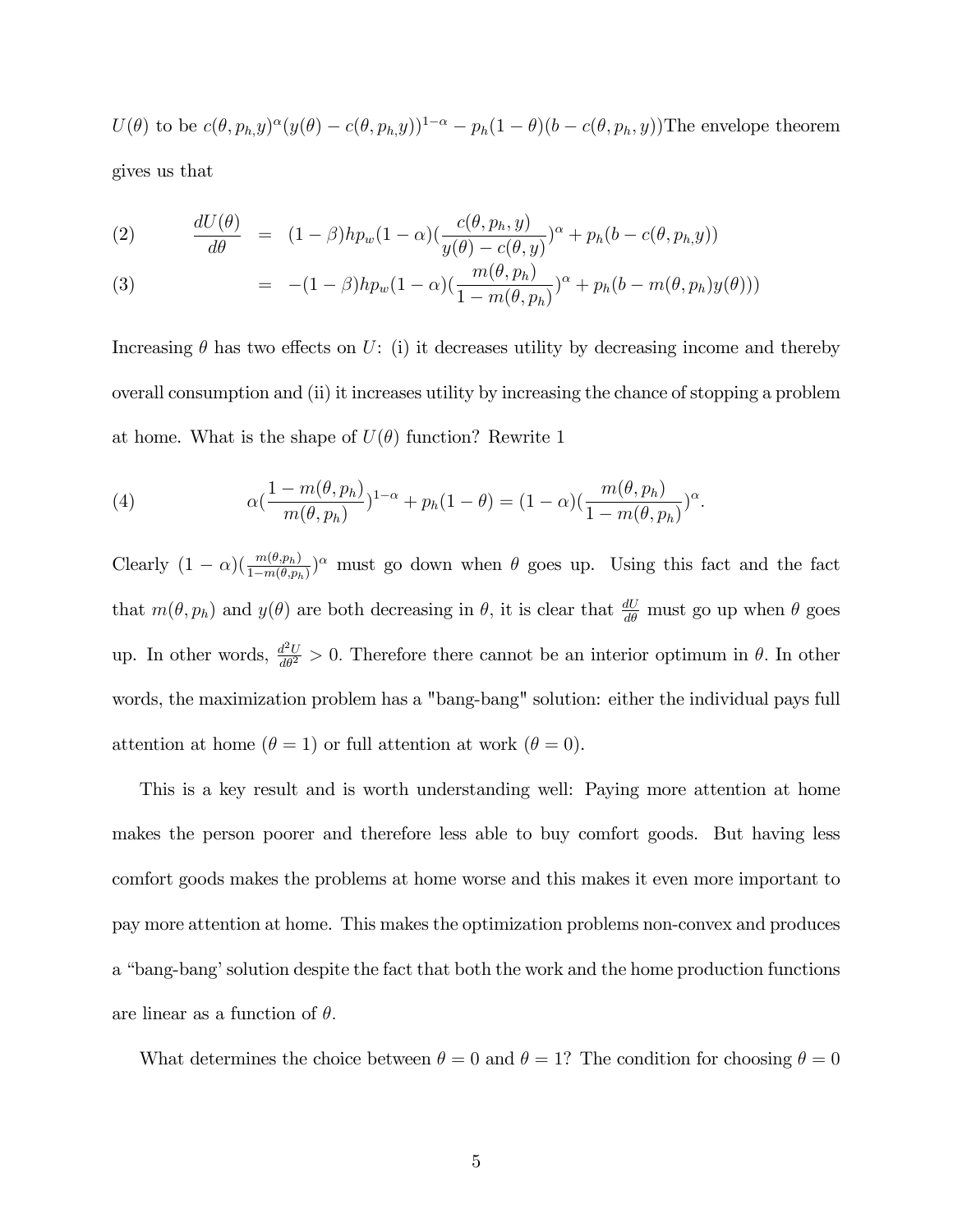$U(\theta)$ to be $c(\theta, p_{h,}y)^{\alpha}(y(\theta) - c(\theta, p_{h,}y))^{1-\alpha} - p_h(1-\theta)(b - c(\theta, p_h, y))$The envelope theorem gives us that

$$
\begin{aligned}
(2) \qquad \frac{dU(\theta)}{d\theta} &= (1-\beta)hp_w(1-\alpha)(\frac{c(\theta, p_h, y)}{y(\theta) - c(\theta, y)})^{\alpha} + p_h(b - c(\theta, p_{h,}y)) \\
(3) \qquad &= -(1-\beta)hp_w(1-\alpha)(\frac{m(\theta, p_h)}{1 - m(\theta, p_h)})^{\alpha} + p_h(b - m(\theta, p_h)y(\theta)))
\end{aligned}
$$

Increasing $\theta$ has two effects on $U$: (i) it decreases utility by decreasing income and thereby overall consumption and (ii) it increases utility by increasing the chance of stopping a problem at home. What is the shape of $U(\theta)$ function? Rewrite 1

$$
(4) \qquad \alpha(\frac{1 - m(\theta, p_h)}{m(\theta, p_h)})^{1-\alpha} + p_h(1-\theta) = (1-\alpha)(\frac{m(\theta, p_h)}{1 - m(\theta, p_h)})^{\alpha}.
$$

Clearly $(1-\alpha)(\frac{m(\theta,p_h)}{1-m(\theta,p_h)})^{\alpha}$ must go down when $\theta$ goes up. Using this fact and the fact that $m(\theta, p_h)$ and $y(\theta)$ are both decreasing in $\theta$, it is clear that $\frac{dU}{d\theta}$ must go up when $\theta$ goes up. In other words, $\frac{d^2U}{d\theta^2} > 0$. Therefore there cannot be an interior optimum in $\theta$. In other words, the maximization problem has a "bang-bang" solution: either the individual pays full attention at home ($\theta = 1$) or full attention at work ($\theta = 0$).

This is a key result and is worth understanding well: Paying more attention at home makes the person poorer and therefore less able to buy comfort goods. But having less comfort goods makes the problems at home worse and this makes it even more important to pay more attention at home. This makes the optimization problems non-convex and produces a "bang-bang' solution despite the fact that both the work and the home production functions are linear as a function of $\theta$.

What determines the choice between $\theta = 0$ and $\theta = 1$? The condition for choosing $\theta = 0$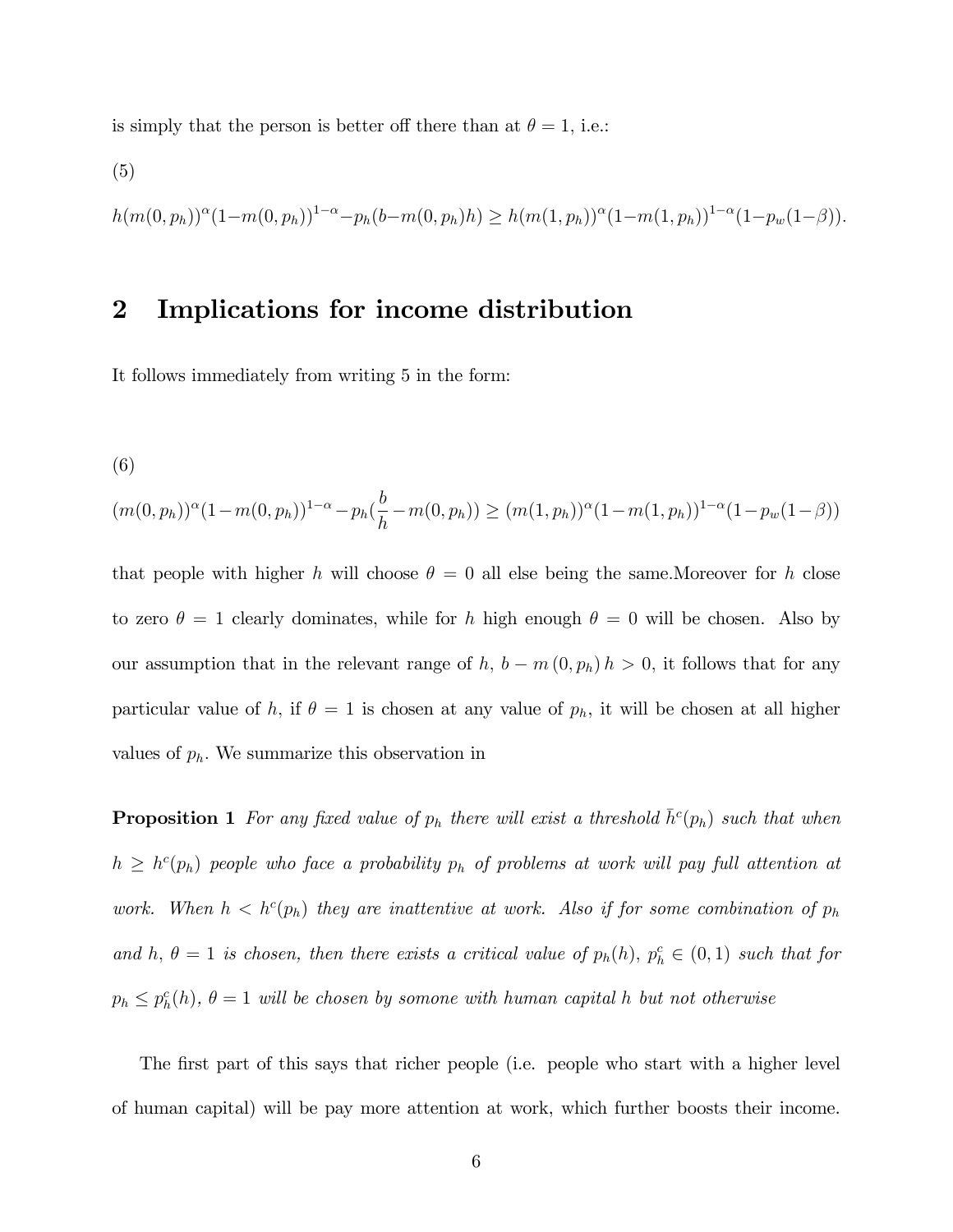is simply that the person is better off there than at $\theta = 1$, i.e.:

(5)

$$h(m(0,p_h))^{\alpha}(1-m(0,p_h))^{1-\alpha}-p_h(b-m(0,p_h)h) \geq h(m(1,p_h))^{\alpha}(1-m(1,p_h))^{1-\alpha}(1-p_w(1-\beta)).$$

## 2 Implications for income distribution

It follows immediately from writing 5 in the form:

(6)

$$(m(0,p_h))^{\alpha}(1-m(0,p_h))^{1-\alpha}-p_h(\frac{b}{h}-m(0,p_h)) \geq (m(1,p_h))^{\alpha}(1-m(1,p_h))^{1-\alpha}(1-p_w(1-\beta))$$

that people with higher $h$ will choose $\theta = 0$ all else being the same.Moreover for $h$ close to zero $\theta = 1$ clearly dominates, while for $h$ high enough $\theta = 0$ will be chosen. Also by our assumption that in the relevant range of $h$, $b - m(0, p_h)h > 0$, it follows that for any particular value of $h$, if $\theta = 1$ is chosen at any value of $p_h$, it will be chosen at all higher values of $p_h$. We summarize this observation in

**Proposition 1** *For any fixed value of $p_h$ there will exist a threshold $\bar{h}^c(p_h)$ such that when $h \geq h^c(p_h)$ people who face a probability $p_h$ of problems at work will pay full attention at work. When $h < h^c(p_h)$ they are inattentive at work. Also if for some combination of $p_h$ and $h$, $\theta = 1$ is chosen, then there exists a critical value of $p_h(h)$, $p_h^c \in (0,1)$ such that for $p_h \leq p_h^c(h)$, $\theta = 1$ will be chosen by somone with human capital $h$ but not otherwise*

The first part of this says that richer people (i.e. people who start with a higher level of human capital) will be pay more attention at work, which further boosts their income.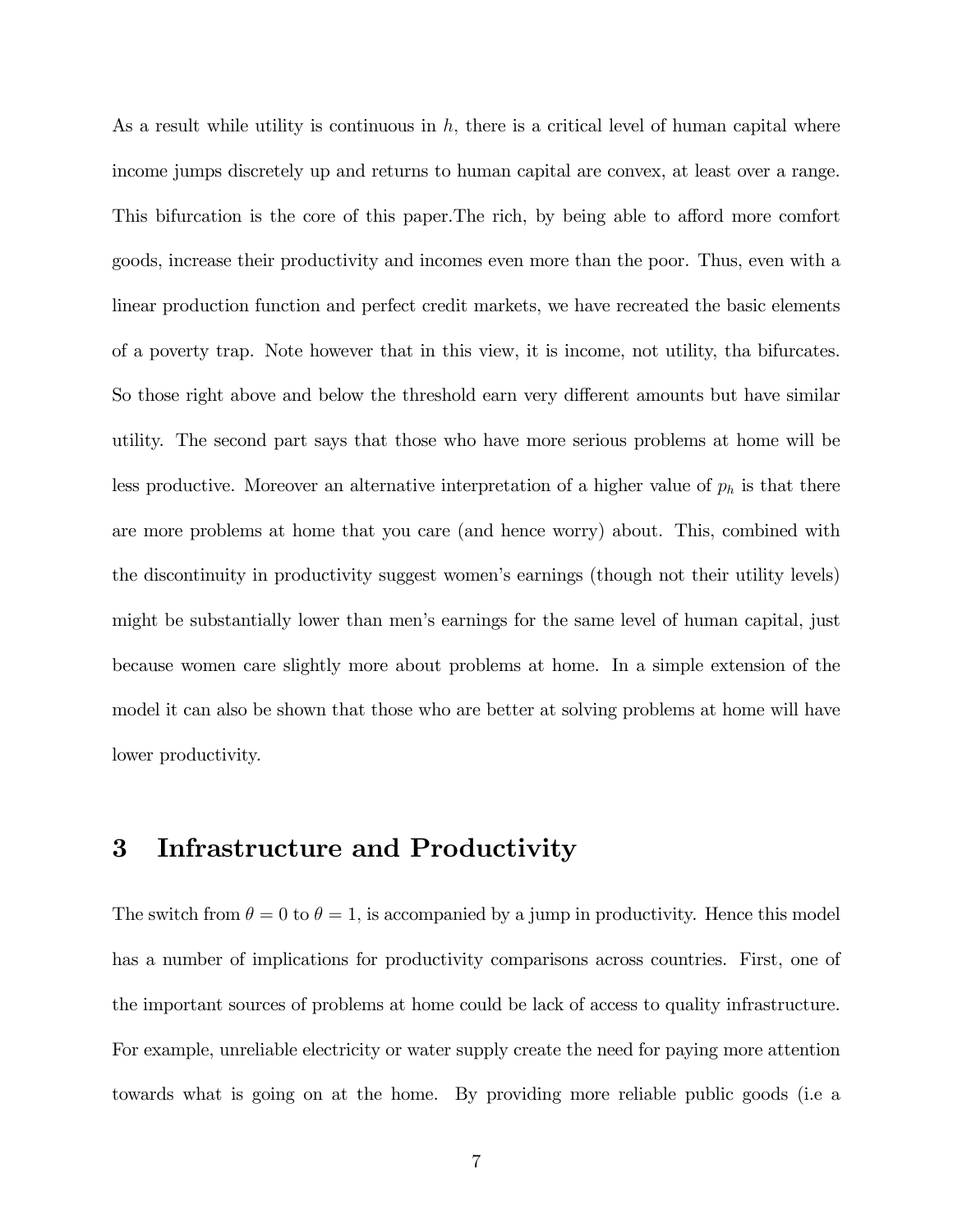As a result while utility is continuous in $h$, there is a critical level of human capital where income jumps discretely up and returns to human capital are convex, at least over a range. This bifurcation is the core of this paper.The rich, by being able to afford more comfort goods, increase their productivity and incomes even more than the poor. Thus, even with a linear production function and perfect credit markets, we have recreated the basic elements of a poverty trap. Note however that in this view, it is income, not utility, tha bifurcates. So those right above and below the threshold earn very different amounts but have similar utility. The second part says that those who have more serious problems at home will be less productive. Moreover an alternative interpretation of a higher value of $p_h$ is that there are more problems at home that you care (and hence worry) about. This, combined with the discontinuity in productivity suggest women's earnings (though not their utility levels) might be substantially lower than men's earnings for the same level of human capital, just because women care slightly more about problems at home. In a simple extension of the model it can also be shown that those who are better at solving problems at home will have lower productivity.

# 3 Infrastructure and Productivity

The switch from $\theta = 0$ to $\theta = 1$, is accompanied by a jump in productivity. Hence this model has a number of implications for productivity comparisons across countries. First, one of the important sources of problems at home could be lack of access to quality infrastructure. For example, unreliable electricity or water supply create the need for paying more attention towards what is going on at the home. By providing more reliable public goods (i.e a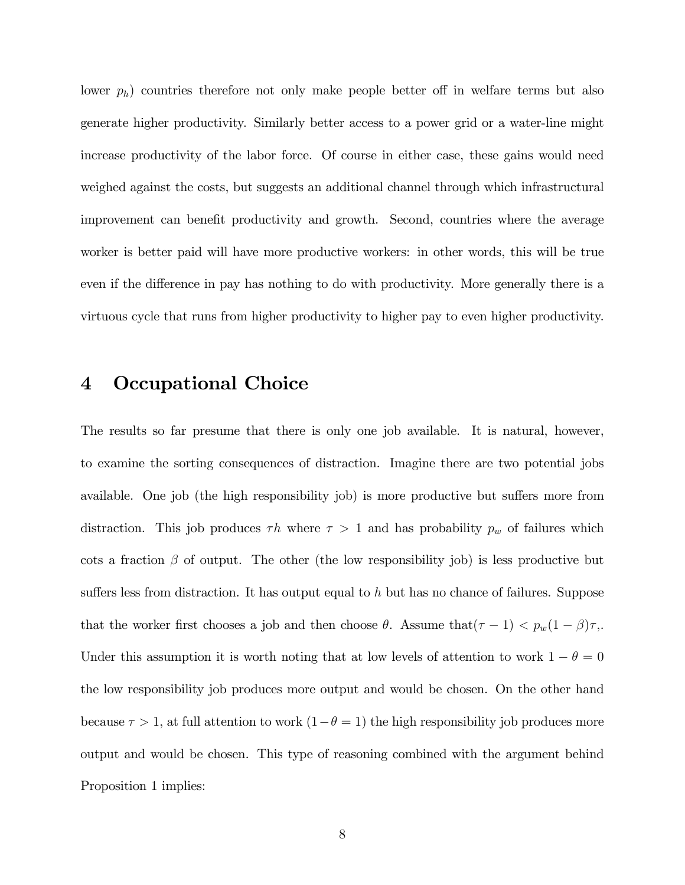lower $p_h$) countries therefore not only make people better off in welfare terms but also generate higher productivity. Similarly better access to a power grid or a water-line might increase productivity of the labor force. Of course in either case, these gains would need weighed against the costs, but suggests an additional channel through which infrastructural improvement can benefit productivity and growth. Second, countries where the average worker is better paid will have more productive workers: in other words, this will be true even if the difference in pay has nothing to do with productivity. More generally there is a virtuous cycle that runs from higher productivity to higher pay to even higher productivity.

# 4 Occupational Choice

The results so far presume that there is only one job available. It is natural, however, to examine the sorting consequences of distraction. Imagine there are two potential jobs available. One job (the high responsibility job) is more productive but suffers more from distraction. This job produces $\tau h$ where $\tau > 1$ and has probability $p_w$ of failures which cots a fraction $\beta$ of output. The other (the low responsibility job) is less productive but suffers less from distraction. It has output equal to $h$ but has no chance of failures. Suppose that the worker first chooses a job and then choose $\theta$. Assume that$(\tau - 1) < p_w(1 - \beta)\tau$,. Under this assumption it is worth noting that at low levels of attention to work $1 - \theta = 0$ the low responsibility job produces more output and would be chosen. On the other hand because $\tau > 1$, at full attention to work $(1 - \theta = 1)$ the high responsibility job produces more output and would be chosen. This type of reasoning combined with the argument behind Proposition 1 implies: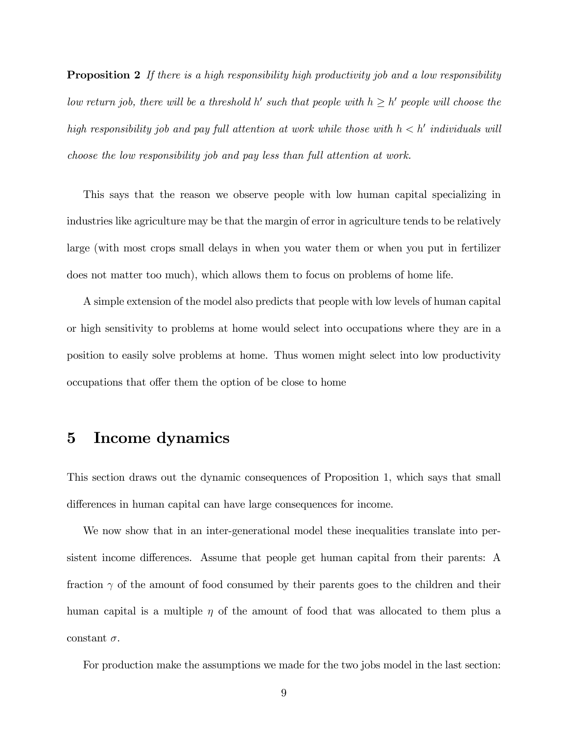**Proposition 2** *If there is a high responsibility high productivity job and a low responsibility low return job, there will be a threshold $h'$ such that people with $h \geq h'$ people will choose the high responsibility job and pay full attention at work while those with $h < h'$ individuals will choose the low responsibility job and pay less than full attention at work.*

This says that the reason we observe people with low human capital specializing in industries like agriculture may be that the margin of error in agriculture tends to be relatively large (with most crops small delays in when you water them or when you put in fertilizer does not matter too much), which allows them to focus on problems of home life.

A simple extension of the model also predicts that people with low levels of human capital or high sensitivity to problems at home would select into occupations where they are in a position to easily solve problems at home. Thus women might select into low productivity occupations that offer them the option of be close to home

# 5 Income dynamics

This section draws out the dynamic consequences of Proposition 1, which says that small differences in human capital can have large consequences for income.

We now show that in an inter-generational model these inequalities translate into persistent income differences. Assume that people get human capital from their parents: A fraction $\gamma$ of the amount of food consumed by their parents goes to the children and their human capital is a multiple $\eta$ of the amount of food that was allocated to them plus a constant $\sigma$.

For production make the assumptions we made for the two jobs model in the last section: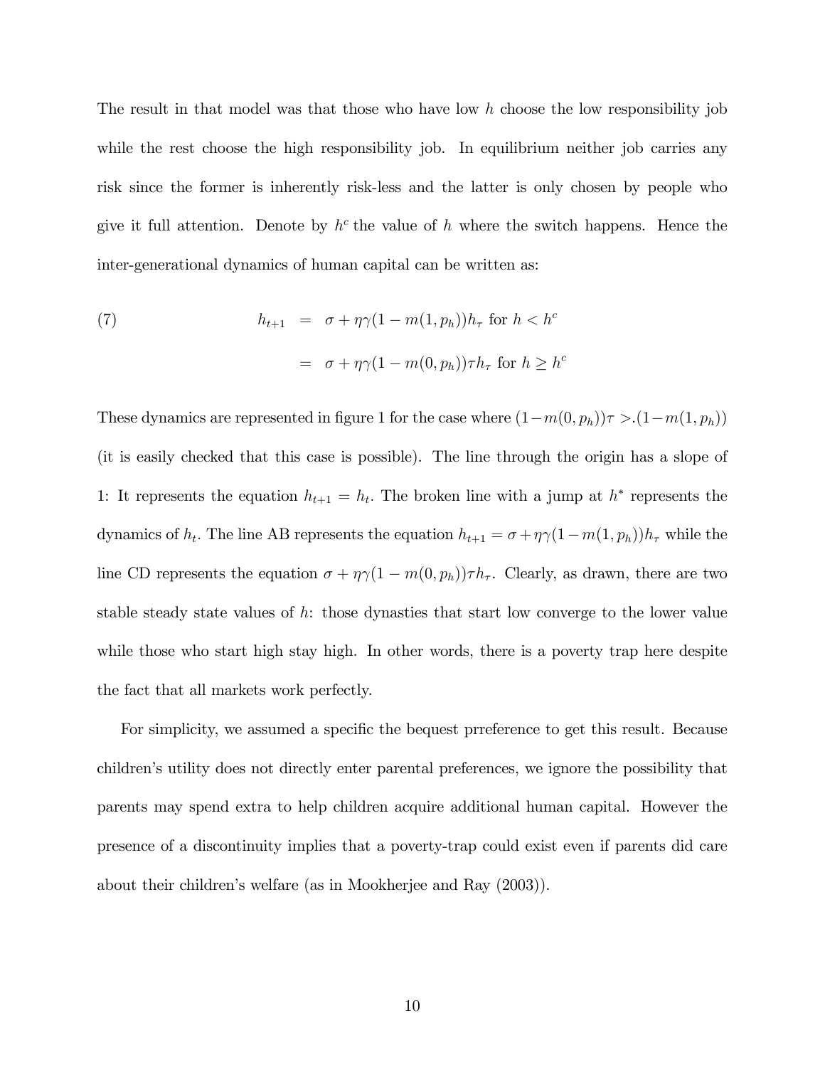The result in that model was that those who have low $h$ choose the low responsibility job while the rest choose the high responsibility job. In equilibrium neither job carries any risk since the former is inherently risk-less and the latter is only chosen by people who give it full attention. Denote by $h^c$ the value of $h$ where the switch happens. Hence the inter-generational dynamics of human capital can be written as:

$$
\begin{aligned}
(7) \qquad h_{t+1} &= \sigma + \eta\gamma(1 - m(1, p_h))h_\tau \text{ for } h < h^c \\
&= \sigma + \eta\gamma(1 - m(0, p_h))\tau h_\tau \text{ for } h \geq h^c
\end{aligned}
$$

These dynamics are represented in figure 1 for the case where $(1-m(0, p_h))\tau >.(1-m(1, p_h))$ (it is easily checked that this case is possible). The line through the origin has a slope of 1: It represents the equation $h_{t+1} = h_t$. The broken line with a jump at $h^*$ represents the dynamics of $h_t$. The line AB represents the equation $h_{t+1} = \sigma + \eta\gamma(1-m(1, p_h))h_\tau$ while the line CD represents the equation $\sigma + \eta\gamma(1 - m(0, p_h))\tau h_\tau$. Clearly, as drawn, there are two stable steady state values of $h$: those dynasties that start low converge to the lower value while those who start high stay high. In other words, there is a poverty trap here despite the fact that all markets work perfectly.

For simplicity, we assumed a specific the bequest prreference to get this result. Because children's utility does not directly enter parental preferences, we ignore the possibility that parents may spend extra to help children acquire additional human capital. However the presence of a discontinuity implies that a poverty-trap could exist even if parents did care about their children's welfare (as in Mookherjee and Ray (2003)).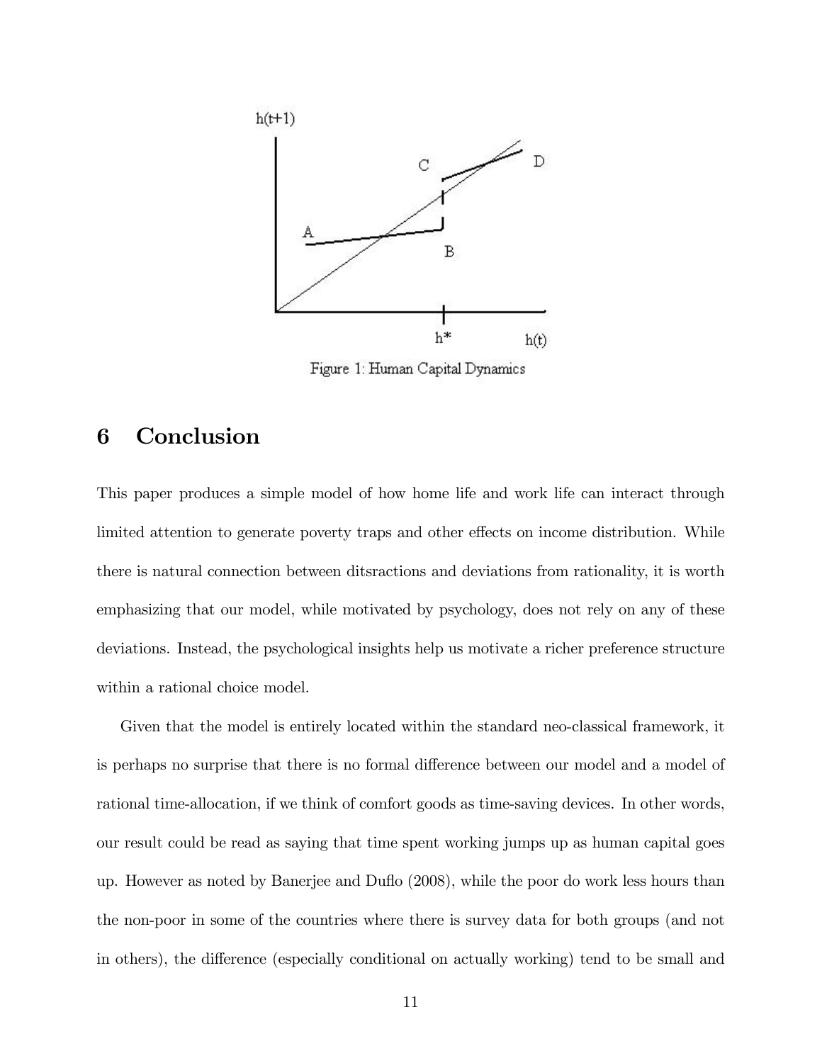Figure 1: Human Capital Dynamics

# 6 Conclusion

This paper produces a simple model of how home life and work life can interact through limited attention to generate poverty traps and other effects on income distribution. While there is natural connection between ditsractions and deviations from rationality, it is worth emphasizing that our model, while motivated by psychology, does not rely on any of these deviations. Instead, the psychological insights help us motivate a richer preference structure within a rational choice model.

Given that the model is entirely located within the standard neo-classical framework, it is perhaps no surprise that there is no formal difference between our model and a model of rational time-allocation, if we think of comfort goods as time-saving devices. In other words, our result could be read as saying that time spent working jumps up as human capital goes up. However as noted by Banerjee and Duflo (2008), while the poor do work less hours than the non-poor in some of the countries where there is survey data for both groups (and not in others), the difference (especially conditional on actually working) tend to be small and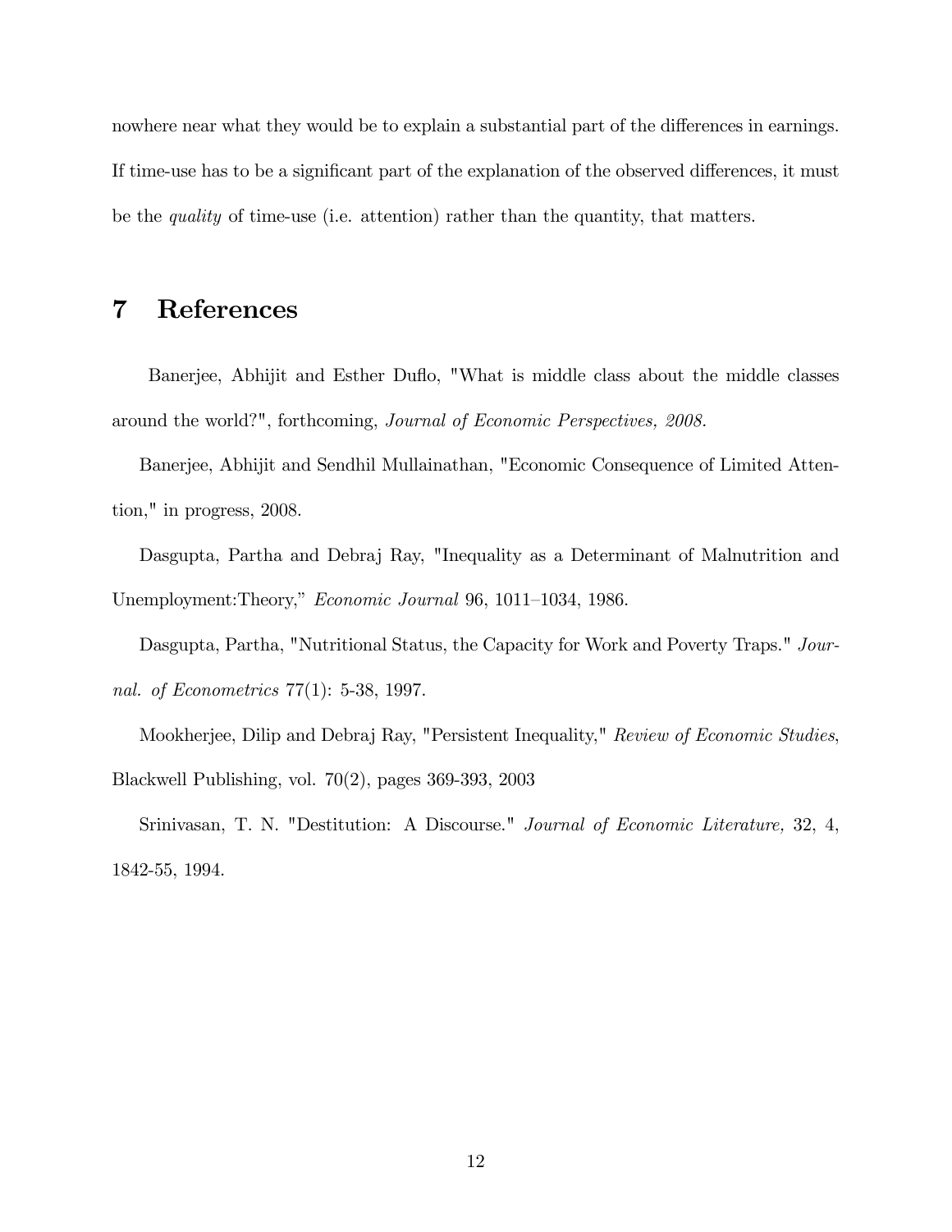nowhere near what they would be to explain a substantial part of the differences in earnings. If time-use has to be a significant part of the explanation of the observed differences, it must be the *quality* of time-use (i.e. attention) rather than the quantity, that matters.

# 7 References

Banerjee, Abhijit and Esther Duflo, "What is middle class about the middle classes around the world?", forthcoming, *Journal of Economic Perspectives, 2008.*

Banerjee, Abhijit and Sendhil Mullainathan, "Economic Consequence of Limited Attention," in progress, 2008.

Dasgupta, Partha and Debraj Ray, "Inequality as a Determinant of Malnutrition and Unemployment:Theory," *Economic Journal* 96, 1011–1034, 1986.

Dasgupta, Partha, "Nutritional Status, the Capacity for Work and Poverty Traps." *Journal. of Econometrics* 77(1): 5-38, 1997.

Mookherjee, Dilip and Debraj Ray, "Persistent Inequality," *Review of Economic Studies*, Blackwell Publishing, vol. 70(2), pages 369-393, 2003

Srinivasan, T. N. "Destitution: A Discourse." *Journal of Economic Literature,* 32, 4, 1842-55, 1994.